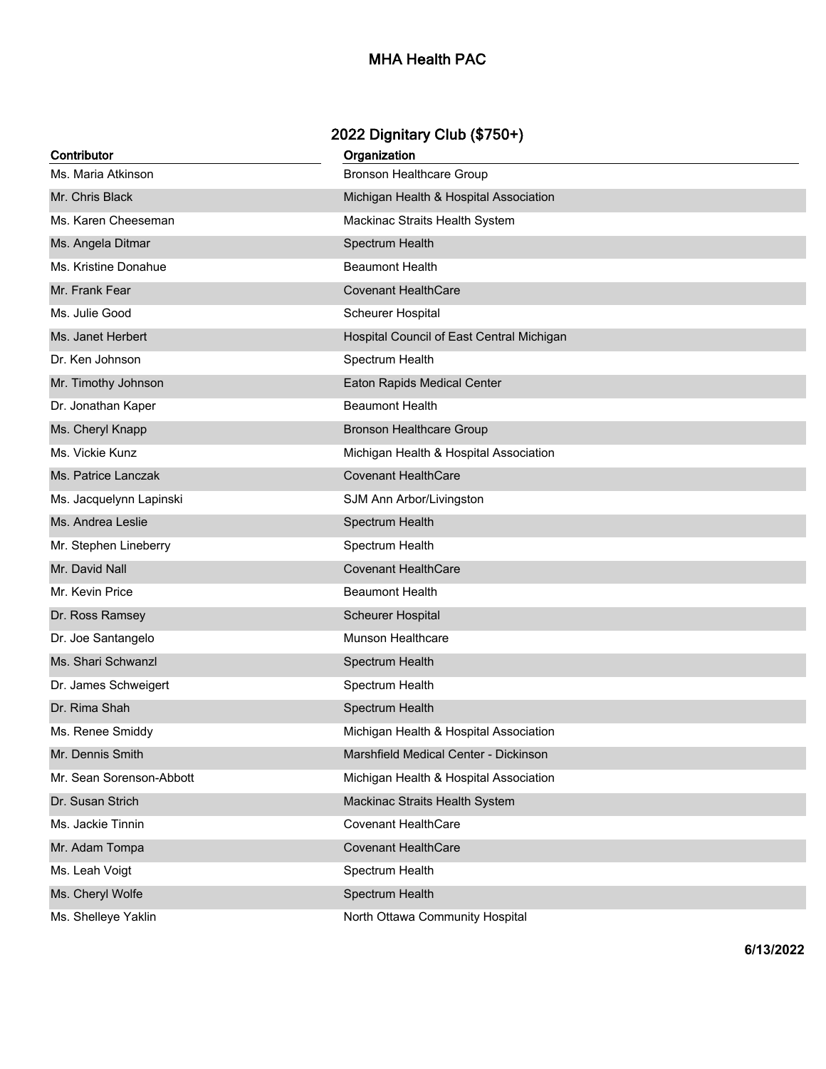# MHA Health PAC

## 2022 Dignitary Club ($750+)

| Contributor | Organization |
| --- | --- |
| Ms. Maria Atkinson | Bronson Healthcare Group |
| Mr. Chris Black | Michigan Health & Hospital Association |
| Ms. Karen Cheeseman | Mackinac Straits Health System |
| Ms. Angela Ditmar | Spectrum Health |
| Ms. Kristine Donahue | Beaumont Health |
| Mr. Frank Fear | Covenant HealthCare |
| Ms. Julie Good | Scheurer Hospital |
| Ms. Janet Herbert | Hospital Council of East Central Michigan |
| Dr. Ken Johnson | Spectrum Health |
| Mr. Timothy Johnson | Eaton Rapids Medical Center |
| Dr. Jonathan Kaper | Beaumont Health |
| Ms. Cheryl Knapp | Bronson Healthcare Group |
| Ms. Vickie Kunz | Michigan Health & Hospital Association |
| Ms. Patrice Lanczak | Covenant HealthCare |
| Ms. Jacquelynn Lapinski | SJM Ann Arbor/Livingston |
| Ms. Andrea Leslie | Spectrum Health |
| Mr. Stephen Lineberry | Spectrum Health |
| Mr. David Nall | Covenant HealthCare |
| Mr. Kevin Price | Beaumont Health |
| Dr. Ross Ramsey | Scheurer Hospital |
| Dr. Joe Santangelo | Munson Healthcare |
| Ms. Shari Schwanzl | Spectrum Health |
| Dr. James Schweigert | Spectrum Health |
| Dr. Rima Shah | Spectrum Health |
| Ms. Renee Smiddy | Michigan Health & Hospital Association |
| Mr. Dennis Smith | Marshfield Medical Center - Dickinson |
| Mr. Sean Sorenson-Abbott | Michigan Health & Hospital Association |
| Dr. Susan Strich | Mackinac Straits Health System |
| Ms. Jackie Tinnin | Covenant HealthCare |
| Mr. Adam Tompa | Covenant HealthCare |
| Ms. Leah Voigt | Spectrum Health |
| Ms. Cheryl Wolfe | Spectrum Health |
| Ms. Shelleye Yaklin | North Ottawa Community Hospital |

**6/13/2022**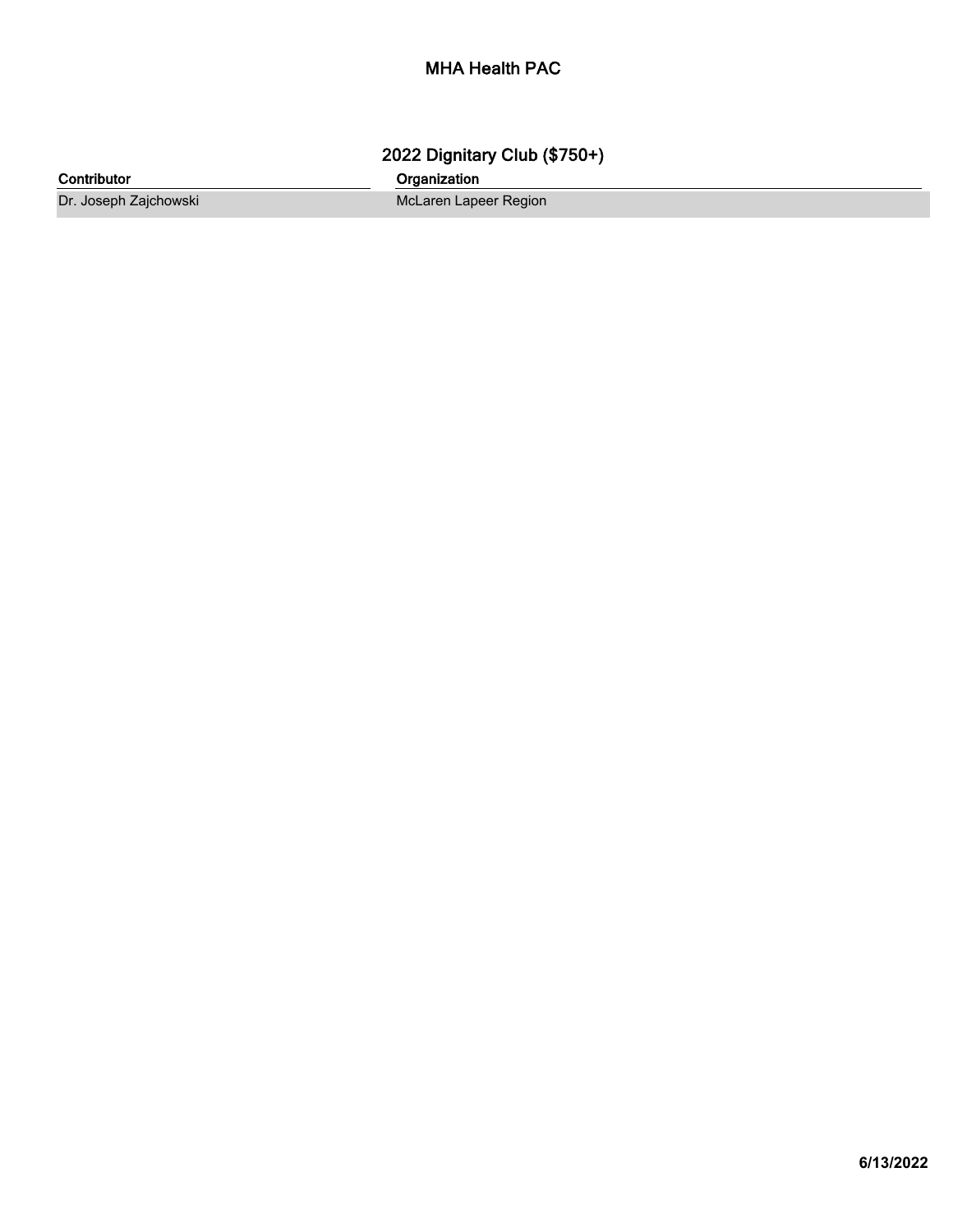MHA Health PAC

## 2022 Dignitary Club ($750+)

| Contributor | Organization |
| --- | --- |
| Dr. Joseph Zajchowski | McLaren Lapeer Region |

**6/13/2022**